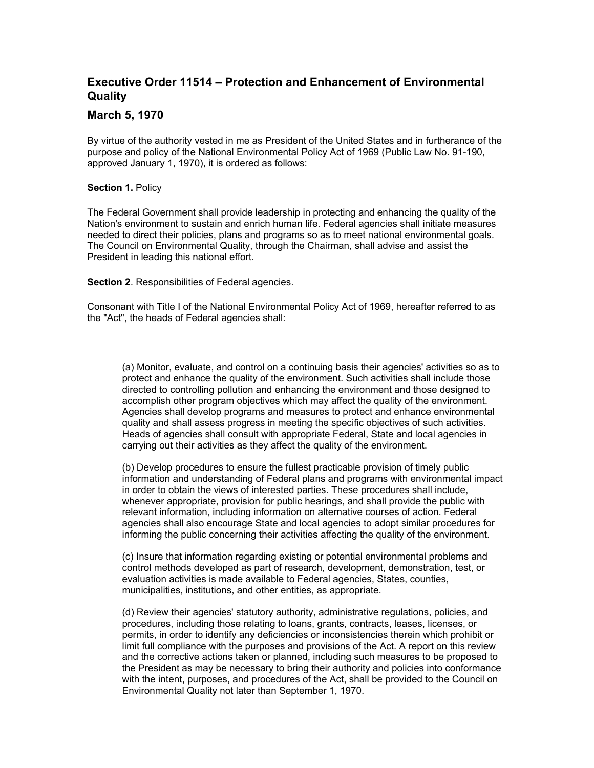# Executive Order 11514 – Protection and Enhancement of Environmental Quality

## March 5, 1970

By virtue of the authority vested in me as President of the United States and in furtherance of the purpose and policy of the National Environmental Policy Act of 1969 (Public Law No. 91-190, approved January 1, 1970), it is ordered as follows:

**Section 1.** Policy

The Federal Government shall provide leadership in protecting and enhancing the quality of the Nation's environment to sustain and enrich human life. Federal agencies shall initiate measures needed to direct their policies, plans and programs so as to meet national environmental goals. The Council on Environmental Quality, through the Chairman, shall advise and assist the President in leading this national effort.

**Section 2**. Responsibilities of Federal agencies.

Consonant with Title I of the National Environmental Policy Act of 1969, hereafter referred to as the "Act", the heads of Federal agencies shall:

(a) Monitor, evaluate, and control on a continuing basis their agencies' activities so as to protect and enhance the quality of the environment. Such activities shall include those directed to controlling pollution and enhancing the environment and those designed to accomplish other program objectives which may affect the quality of the environment. Agencies shall develop programs and measures to protect and enhance environmental quality and shall assess progress in meeting the specific objectives of such activities. Heads of agencies shall consult with appropriate Federal, State and local agencies in carrying out their activities as they affect the quality of the environment.

(b) Develop procedures to ensure the fullest practicable provision of timely public information and understanding of Federal plans and programs with environmental impact in order to obtain the views of interested parties. These procedures shall include, whenever appropriate, provision for public hearings, and shall provide the public with relevant information, including information on alternative courses of action. Federal agencies shall also encourage State and local agencies to adopt similar procedures for informing the public concerning their activities affecting the quality of the environment.

(c) Insure that information regarding existing or potential environmental problems and control methods developed as part of research, development, demonstration, test, or evaluation activities is made available to Federal agencies, States, counties, municipalities, institutions, and other entities, as appropriate.

(d) Review their agencies' statutory authority, administrative regulations, policies, and procedures, including those relating to loans, grants, contracts, leases, licenses, or permits, in order to identify any deficiencies or inconsistencies therein which prohibit or limit full compliance with the purposes and provisions of the Act. A report on this review and the corrective actions taken or planned, including such measures to be proposed to the President as may be necessary to bring their authority and policies into conformance with the intent, purposes, and procedures of the Act, shall be provided to the Council on Environmental Quality not later than September 1, 1970.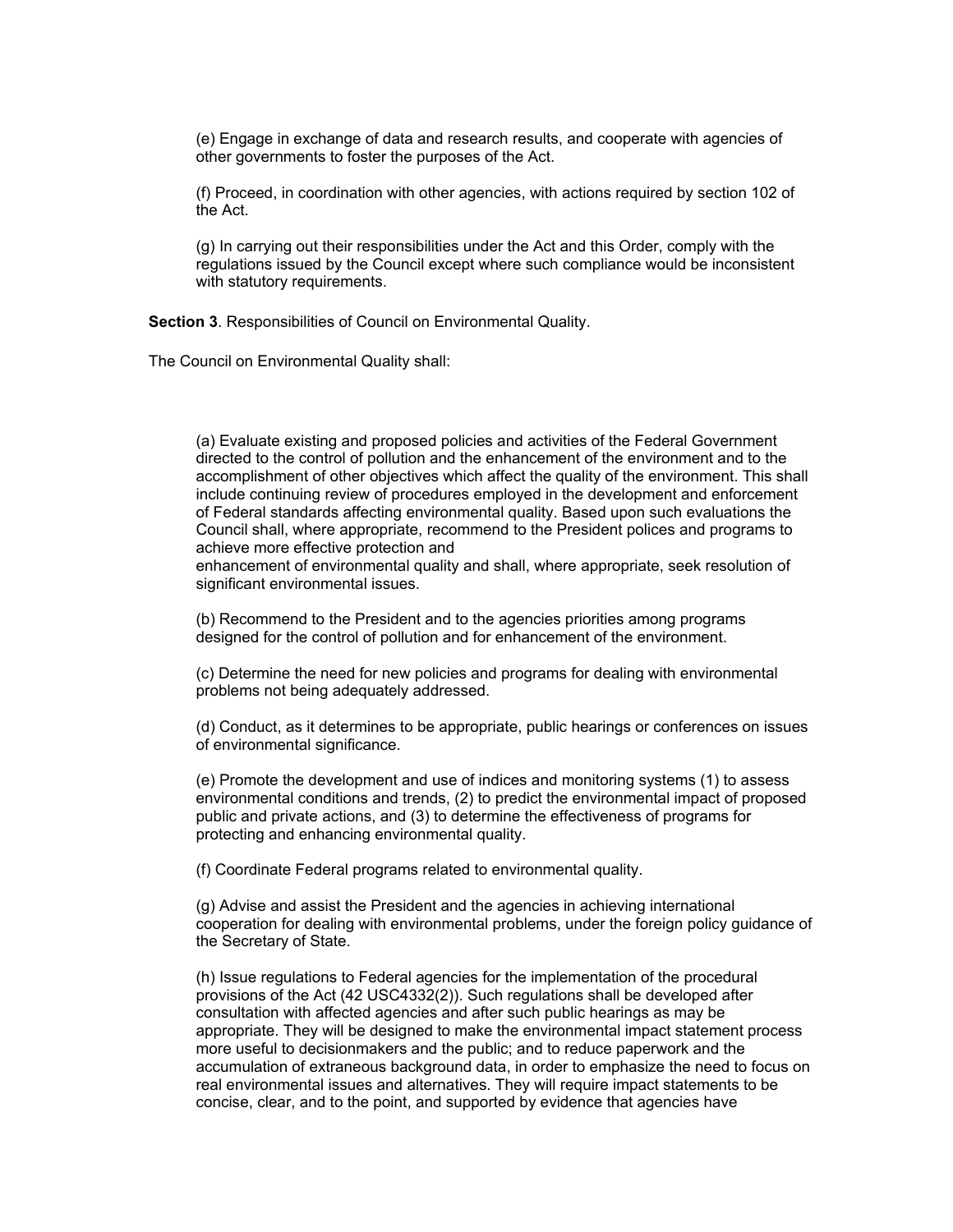(e) Engage in exchange of data and research results, and cooperate with agencies of other governments to foster the purposes of the Act.

(f) Proceed, in coordination with other agencies, with actions required by section 102 of the Act.

(g) In carrying out their responsibilities under the Act and this Order, comply with the regulations issued by the Council except where such compliance would be inconsistent with statutory requirements.

**Section 3**. Responsibilities of Council on Environmental Quality.

The Council on Environmental Quality shall:

(a) Evaluate existing and proposed policies and activities of the Federal Government directed to the control of pollution and the enhancement of the environment and to the accomplishment of other objectives which affect the quality of the environment. This shall include continuing review of procedures employed in the development and enforcement of Federal standards affecting environmental quality. Based upon such evaluations the Council shall, where appropriate, recommend to the President polices and programs to achieve more effective protection and
enhancement of environmental quality and shall, where appropriate, seek resolution of significant environmental issues.

(b) Recommend to the President and to the agencies priorities among programs designed for the control of pollution and for enhancement of the environment.

(c) Determine the need for new policies and programs for dealing with environmental problems not being adequately addressed.

(d) Conduct, as it determines to be appropriate, public hearings or conferences on issues of environmental significance.

(e) Promote the development and use of indices and monitoring systems (1) to assess environmental conditions and trends, (2) to predict the environmental impact of proposed public and private actions, and (3) to determine the effectiveness of programs for protecting and enhancing environmental quality.

(f) Coordinate Federal programs related to environmental quality.

(g) Advise and assist the President and the agencies in achieving international cooperation for dealing with environmental problems, under the foreign policy guidance of the Secretary of State.

(h) Issue regulations to Federal agencies for the implementation of the procedural provisions of the Act (42 USC4332(2)). Such regulations shall be developed after consultation with affected agencies and after such public hearings as may be appropriate. They will be designed to make the environmental impact statement process more useful to decisionmakers and the public; and to reduce paperwork and the accumulation of extraneous background data, in order to emphasize the need to focus on real environmental issues and alternatives. They will require impact statements to be concise, clear, and to the point, and supported by evidence that agencies have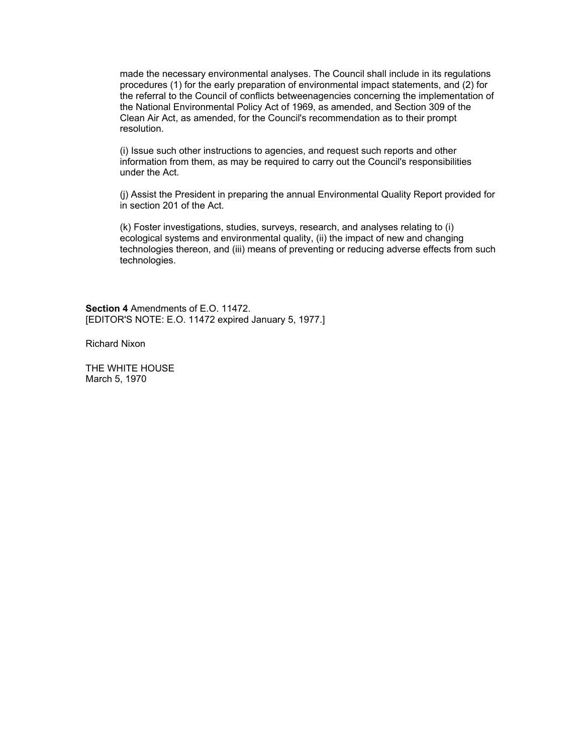made the necessary environmental analyses. The Council shall include in its regulations procedures (1) for the early preparation of environmental impact statements, and (2) for the referral to the Council of conflicts betweenagencies concerning the implementation of the National Environmental Policy Act of 1969, as amended, and Section 309 of the Clean Air Act, as amended, for the Council's recommendation as to their prompt resolution.

(i) Issue such other instructions to agencies, and request such reports and other information from them, as may be required to carry out the Council's responsibilities under the Act.

(j) Assist the President in preparing the annual Environmental Quality Report provided for in section 201 of the Act.

(k) Foster investigations, studies, surveys, research, and analyses relating to (i) ecological systems and environmental quality, (ii) the impact of new and changing technologies thereon, and (iii) means of preventing or reducing adverse effects from such technologies.

**Section 4** Amendments of E.O. 11472.
[EDITOR'S NOTE: E.O. 11472 expired January 5, 1977.]

Richard Nixon

THE WHITE HOUSE
March 5, 1970